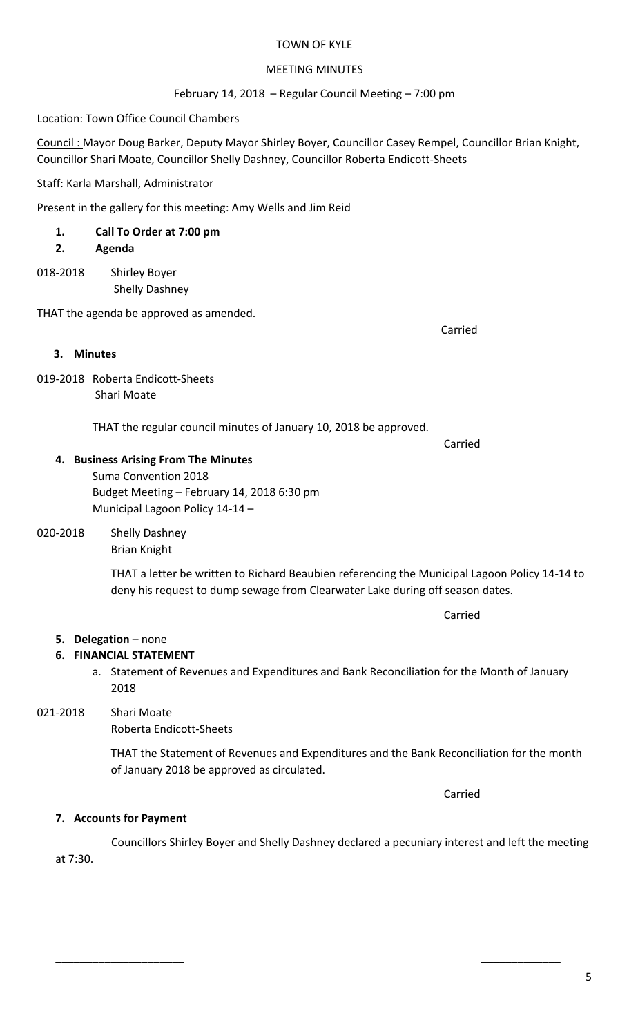TOWN OF KYLE

MEETING MINUTES

February 14, 2018 – Regular Council Meeting – 7:00 pm

Location: Town Office Council Chambers

Council : Mayor Doug Barker, Deputy Mayor Shirley Boyer, Councillor Casey Rempel, Councillor Brian Knight, Councillor Shari Moate, Councillor Shelly Dashney, Councillor Roberta Endicott-Sheets

Staff: Karla Marshall, Administrator

Present in the gallery for this meeting: Amy Wells and Jim Reid

1. **Call To Order at 7:00 pm**
2. **Agenda**

018-2018 Shirley Boyer
Shelly Dashney

THAT the agenda be approved as amended.

Carried

3. **Minutes**

019-2018 Roberta Endicott-Sheets
Shari Moate

THAT the regular council minutes of January 10, 2018 be approved.

Carried

4. **Business Arising From The Minutes**
   Suma Convention 2018
   Budget Meeting – February 14, 2018 6:30 pm
   Municipal Lagoon Policy 14-14 –

020-2018 Shelly Dashney
Brian Knight

THAT a letter be written to Richard Beaubien referencing the Municipal Lagoon Policy 14-14 to deny his request to dump sewage from Clearwater Lake during off season dates.

Carried

5. **Delegation** – none
6. **FINANCIAL STATEMENT**
   a. Statement of Revenues and Expenditures and Bank Reconciliation for the Month of January 2018

021-2018 Shari Moate
Roberta Endicott-Sheets

THAT the Statement of Revenues and Expenditures and the Bank Reconciliation for the month of January 2018 be approved as circulated.

Carried

7. **Accounts for Payment**

Councillors Shirley Boyer and Shelly Dashney declared a pecuniary interest and left the meeting at 7:30.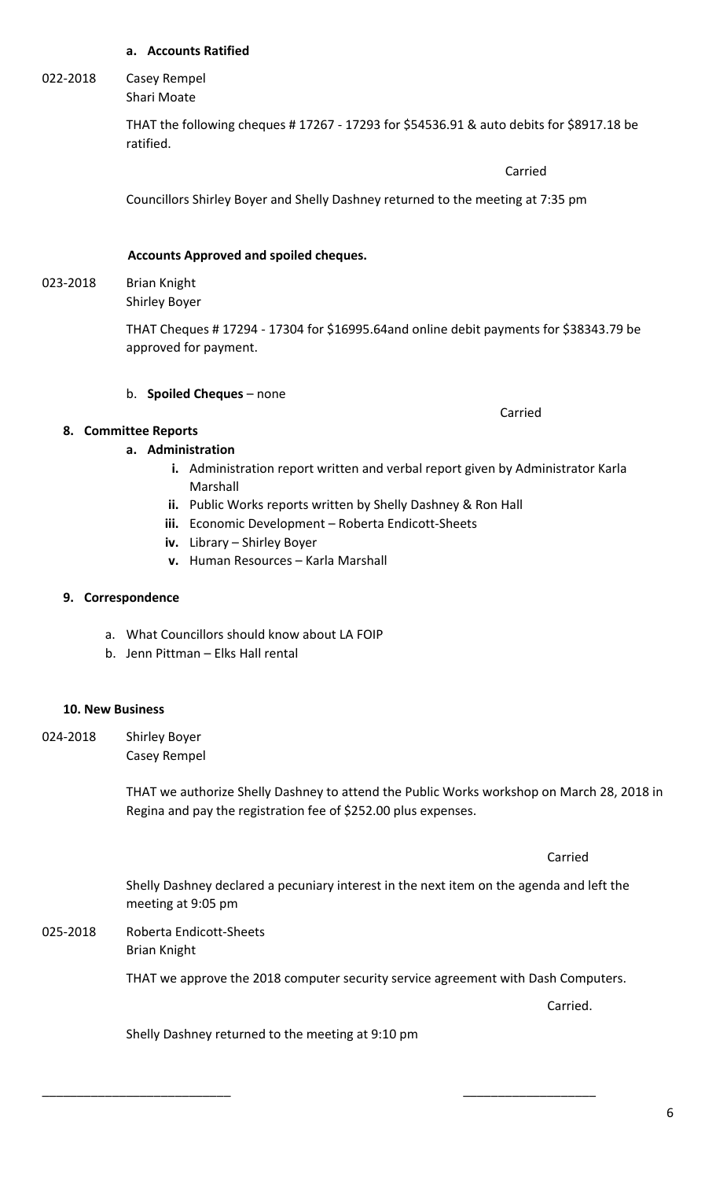**a. Accounts Ratified**

022-2018 Casey Rempel
Shari Moate

THAT the following cheques # 17267 - 17293 for $54536.91 & auto debits for $8917.18 be ratified.

Carried

Councillors Shirley Boyer and Shelly Dashney returned to the meeting at 7:35 pm

**Accounts Approved and spoiled cheques.**

023-2018 Brian Knight
Shirley Boyer

THAT Cheques # 17294 - 17304 for $16995.64and online debit payments for $38343.79 be approved for payment.

b. **Spoiled Cheques** – none

Carried

**8. Committee Reports**

**a. Administration**

i. Administration report written and verbal report given by Administrator Karla Marshall
ii. Public Works reports written by Shelly Dashney & Ron Hall
iii. Economic Development – Roberta Endicott-Sheets
iv. Library – Shirley Boyer
v. Human Resources – Karla Marshall

**9. Correspondence**

a. What Councillors should know about LA FOIP
b. Jenn Pittman – Elks Hall rental

**10. New Business**

024-2018 Shirley Boyer
Casey Rempel

THAT we authorize Shelly Dashney to attend the Public Works workshop on March 28, 2018 in Regina and pay the registration fee of $252.00 plus expenses.

Carried

Shelly Dashney declared a pecuniary interest in the next item on the agenda and left the meeting at 9:05 pm

025-2018 Roberta Endicott-Sheets
Brian Knight

THAT we approve the 2018 computer security service agreement with Dash Computers.

Carried.

Shelly Dashney returned to the meeting at 9:10 pm

\_\_\_\_\_\_\_\_\_\_\_\_\_\_\_\_\_\_\_\_\_\_\_\_\_\_\_ \_\_\_\_\_\_\_\_\_\_\_\_\_\_\_\_\_\_\_\_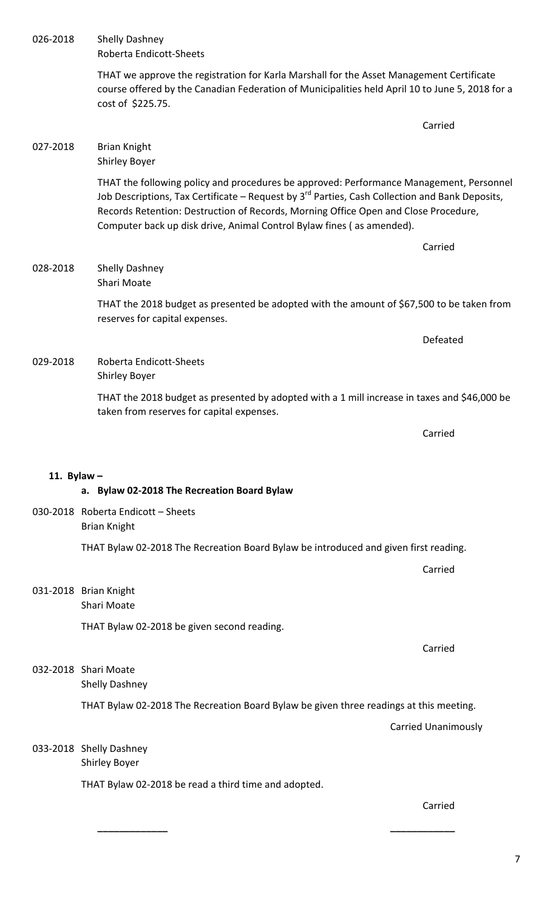026-2018 Shelly Dashney
Roberta Endicott-Sheets

THAT we approve the registration for Karla Marshall for the Asset Management Certificate course offered by the Canadian Federation of Municipalities held April 10 to June 5, 2018 for a cost of $225.75.

Carried

027-2018 Brian Knight
Shirley Boyer

THAT the following policy and procedures be approved: Performance Management, Personnel Job Descriptions, Tax Certificate – Request by 3rd Parties, Cash Collection and Bank Deposits, Records Retention: Destruction of Records, Morning Office Open and Close Procedure, Computer back up disk drive, Animal Control Bylaw fines ( as amended).

Carried

028-2018 Shelly Dashney
Shari Moate

THAT the 2018 budget as presented be adopted with the amount of $67,500 to be taken from reserves for capital expenses.

Defeated

029-2018 Roberta Endicott-Sheets
Shirley Boyer

THAT the 2018 budget as presented by adopted with a 1 mill increase in taxes and $46,000 be taken from reserves for capital expenses.

Carried

**11. Bylaw –**

**a. Bylaw 02-2018 The Recreation Board Bylaw**

030-2018 Roberta Endicott – Sheets
Brian Knight

THAT Bylaw 02-2018 The Recreation Board Bylaw be introduced and given first reading.

Carried

031-2018 Brian Knight
Shari Moate

THAT Bylaw 02-2018 be given second reading.

Carried

032-2018 Shari Moate
Shelly Dashney

THAT Bylaw 02-2018 The Recreation Board Bylaw be given three readings at this meeting.

Carried Unanimously

033-2018 Shelly Dashney
Shirley Boyer

THAT Bylaw 02-2018 be read a third time and adopted.

Carried

\_\_\_\_\_\_\_\_\_\_\_\_\_ \_\_\_\_\_\_\_\_\_\_\_\_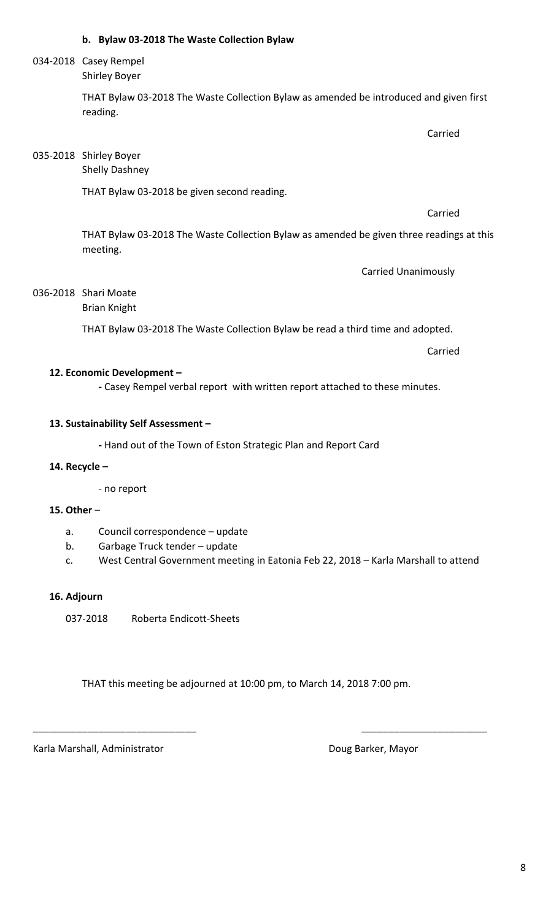**b. Bylaw 03-2018 The Waste Collection Bylaw**

034-2018 Casey Rempel
Shirley Boyer

THAT Bylaw 03-2018 The Waste Collection Bylaw as amended be introduced and given first reading.

Carried

035-2018 Shirley Boyer
Shelly Dashney

THAT Bylaw 03-2018 be given second reading.

Carried

THAT Bylaw 03-2018 The Waste Collection Bylaw as amended be given three readings at this meeting.

Carried Unanimously

036-2018 Shari Moate
Brian Knight

THAT Bylaw 03-2018 The Waste Collection Bylaw be read a third time and adopted.

Carried

**12. Economic Development –**

- Casey Rempel verbal report with written report attached to these minutes.

**13. Sustainability Self Assessment –**

- Hand out of the Town of Eston Strategic Plan and Report Card

**14. Recycle –**

- no report

**15. Other** –

a. Council correspondence – update
b. Garbage Truck tender – update
c. West Central Government meeting in Eatonia Feb 22, 2018 – Karla Marshall to attend

**16. Adjourn**

037-2018 Roberta Endicott-Sheets

THAT this meeting be adjourned at 10:00 pm, to March 14, 2018 7:00 pm.

_____________________________ _______________________

Karla Marshall, Administrator Doug Barker, Mayor